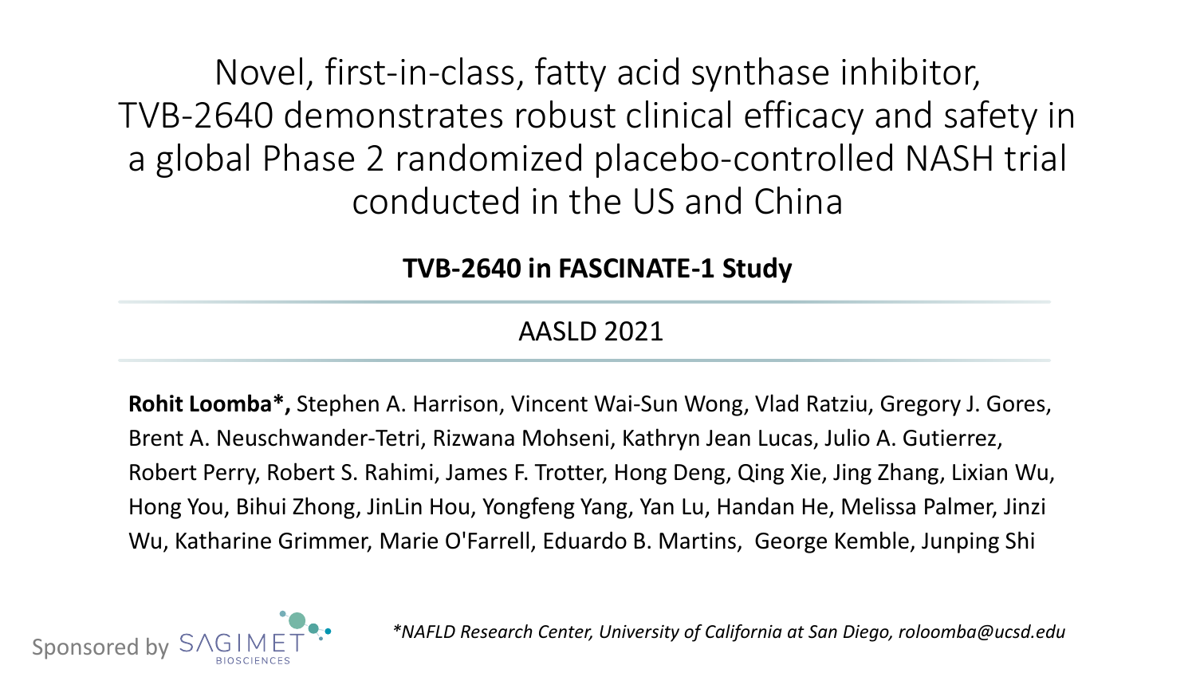# Novel, first-in-class, fatty acid synthase inhibitor, TVB-2640 demonstrates robust clinical efficacy and safety in a global Phase 2 randomized placebo-controlled NASH trial conducted in the US and China

**TVB-2640 in FASCINATE-1 Study**

AASLD 2021

**Rohit Loomba\*,** Stephen A. Harrison, Vincent Wai-Sun Wong, Vlad Ratziu, Gregory J. Gores, Brent A. Neuschwander-Tetri, Rizwana Mohseni, Kathryn Jean Lucas, Julio A. Gutierrez, Robert Perry, Robert S. Rahimi, James F. Trotter, Hong Deng, Qing Xie, Jing Zhang, Lixian Wu, Hong You, Bihui Zhong, JinLin Hou, Yongfeng Yang, Yan Lu, Handan He, Melissa Palmer, Jinzi Wu, Katharine Grimmer, Marie O'Farrell, Eduardo B. Martins, George Kemble, Junping Shi

Sponsored by SAGIMET BIOSCIENCES

*\*NAFLD Research Center, University of California at San Diego, roloomba@ucsd.edu*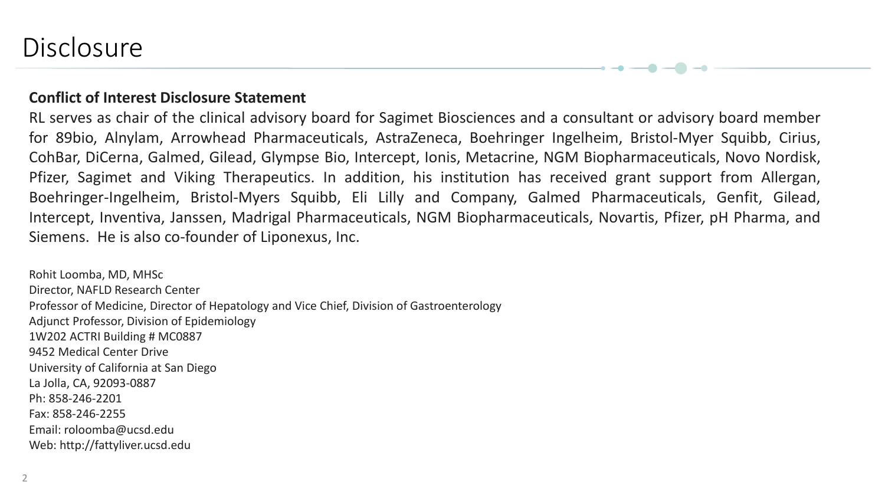# Disclosure

**Conflict of Interest Disclosure Statement**

RL serves as chair of the clinical advisory board for Sagimet Biosciences and a consultant or advisory board member for 89bio, Alnylam, Arrowhead Pharmaceuticals, AstraZeneca, Boehringer Ingelheim, Bristol-Myer Squibb, Cirius, CohBar, DiCerna, Galmed, Gilead, Glympse Bio, Intercept, Ionis, Metacrine, NGM Biopharmaceuticals, Novo Nordisk, Pfizer, Sagimet and Viking Therapeutics. In addition, his institution has received grant support from Allergan, Boehringer-Ingelheim, Bristol-Myers Squibb, Eli Lilly and Company, Galmed Pharmaceuticals, Genfit, Gilead, Intercept, Inventiva, Janssen, Madrigal Pharmaceuticals, NGM Biopharmaceuticals, Novartis, Pfizer, pH Pharma, and Siemens. He is also co-founder of Liponexus, Inc.

Rohit Loomba, MD, MHSc
Director, NAFLD Research Center
Professor of Medicine, Director of Hepatology and Vice Chief, Division of Gastroenterology
Adjunct Professor, Division of Epidemiology
1W202 ACTRI Building # MC0887
9452 Medical Center Drive
University of California at San Diego
La Jolla, CA, 92093-0887
Ph: 858-246-2201
Fax: 858-246-2255
Email: roloomba@ucsd.edu
Web: http://fattyliver.ucsd.edu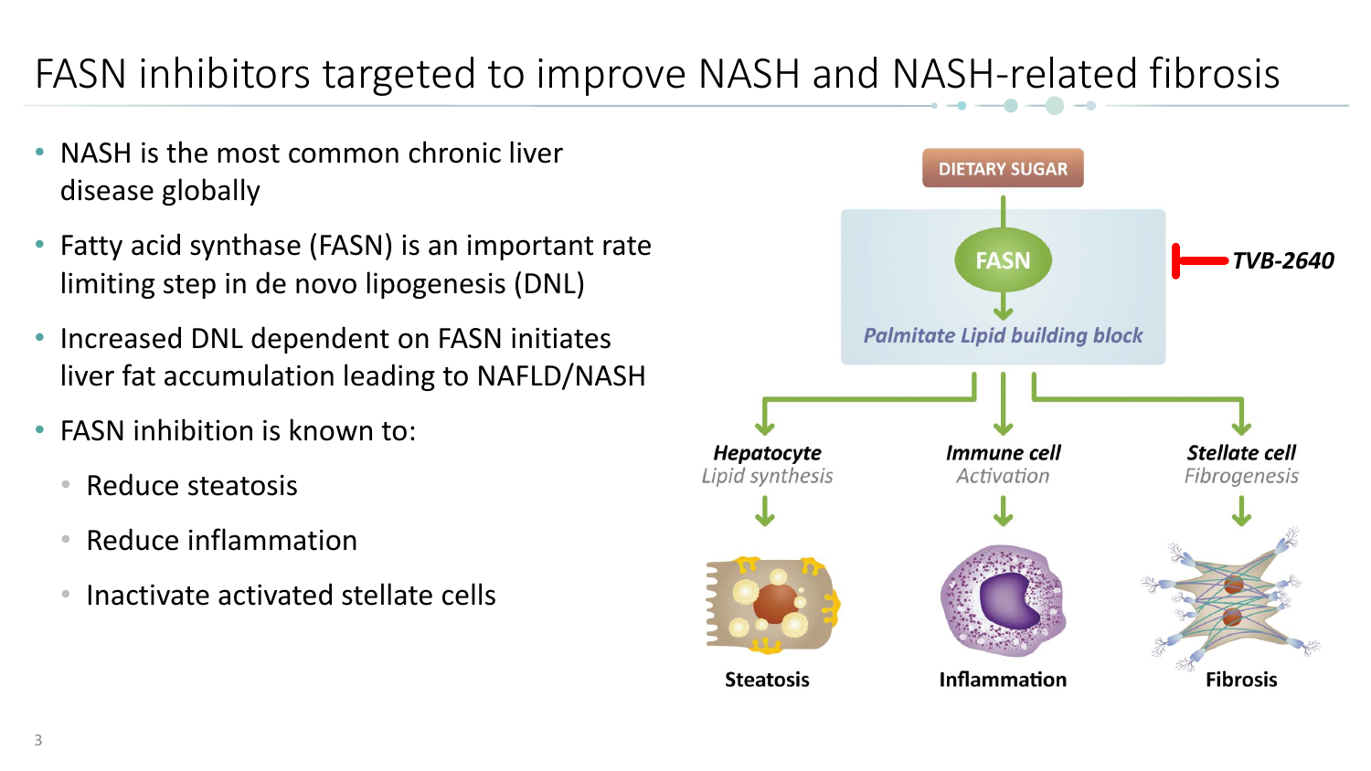# FASN inhibitors targeted to improve NASH and NASH-related fibrosis

- NASH is the most common chronic liver disease globally
- Fatty acid synthase (FASN) is an important rate limiting step in de novo lipogenesis (DNL)
- Increased DNL dependent on FASN initiates liver fat accumulation leading to NAFLD/NASH
- FASN inhibition is known to:
  - Reduce steatosis
  - Reduce inflammation
  - Inactivate activated stellate cells

DIETARY SUGAR

FASN

*TVB-2640*

*Palmitate Lipid building block*

***Hepatocyte***
*Lipid synthesis*

***Immune cell***
*Activation*

***Stellate cell***
*Fibrogenesis*

**Steatosis**

**Inflammation**

**Fibrosis**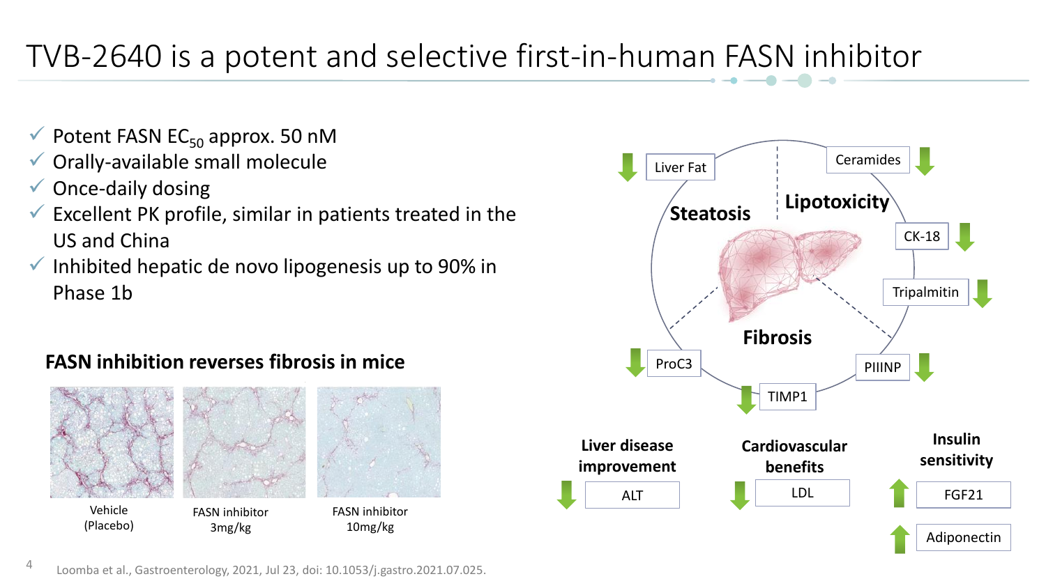# TVB-2640 is a potent and selective first-in-human FASN inhibitor

- ✓ Potent FASN $EC_{50}$ approx. 50 nM
- ✓ Orally-available small molecule
- ✓ Once-daily dosing
- ✓ Excellent PK profile, similar in patients treated in the US and China
- ✓ Inhibited hepatic de novo lipogenesis up to 90% in Phase 1b

**FASN inhibition reverses fibrosis in mice**

Vehicle (Placebo) | FASN inhibitor 3mg/kg | FASN inhibitor 10mg/kg

**Steatosis**
- ↓ Liver Fat

**Lipotoxicity**
- ↓ Ceramides
- ↓ CK-18
- ↓ Tripalmitin

**Fibrosis**
- ↓ PIIINP
- ↓ TIMP1
- ↓ ProC3

**Liver disease improvement**
- ↓ ALT

**Cardiovascular benefits**
- ↓ LDL

**Insulin sensitivity**
- ↑ FGF21
- ↑ Adiponectin

Loomba et al., Gastroenterology, 2021, Jul 23, doi: 10.1053/j.gastro.2021.07.025.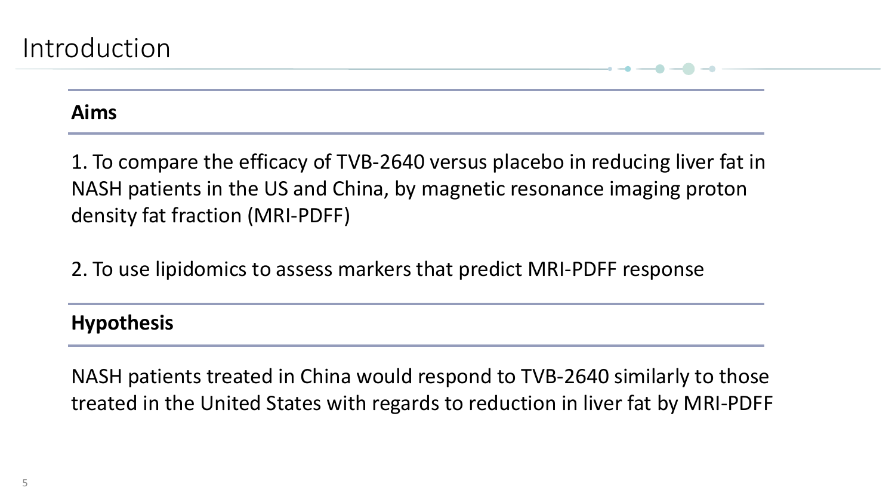# Introduction

## Aims

1. To compare the efficacy of TVB-2640 versus placebo in reducing liver fat in NASH patients in the US and China, by magnetic resonance imaging proton density fat fraction (MRI-PDFF)

2. To use lipidomics to assess markers that predict MRI-PDFF response

## Hypothesis

NASH patients treated in China would respond to TVB-2640 similarly to those treated in the United States with regards to reduction in liver fat by MRI-PDFF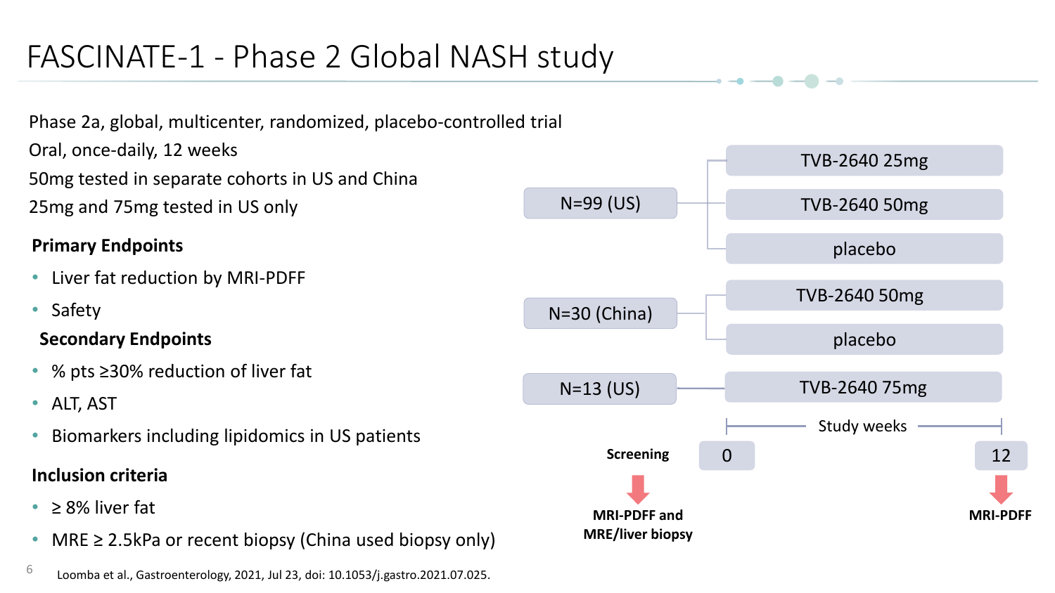# FASCINATE-1 - Phase 2 Global NASH study

Phase 2a, global, multicenter, randomized, placebo-controlled trial
Oral, once-daily, 12 weeks
50mg tested in separate cohorts in US and China
25mg and 75mg tested in US only

**Primary Endpoints**

- Liver fat reduction by MRI-PDFF
- Safety

**Secondary Endpoints**

- % pts ≥30% reduction of liver fat
- ALT, AST
- Biomarkers including lipidomics in US patients

**Inclusion criteria**

- ≥ 8% liver fat
- MRE ≥ 2.5kPa or recent biopsy (China used biopsy only)

N=99 (US)
- TVB-2640 25mg
- TVB-2640 50mg
- placebo

N=30 (China)
- TVB-2640 50mg
- placebo

N=13 (US)
- TVB-2640 75mg

Study weeks: Screening, 0, 12

Screening: **MRI-PDFF and MRE/liver biopsy**

Week 12: **MRI-PDFF**

Loomba et al., Gastroenterology, 2021, Jul 23, doi: 10.1053/j.gastro.2021.07.025.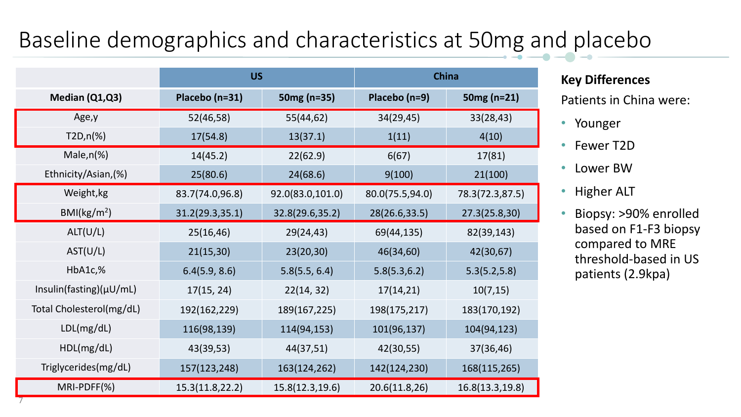# Baseline demographics and characteristics at 50mg and placebo

| Median (Q1,Q3) | US | | China | |
|---|---|---|---|---|
| | Placebo (n=31) | 50mg (n=35) | Placebo (n=9) | 50mg (n=21) |
| Age,y | 52(46,58) | 55(44,62) | 34(29,45) | 33(28,43) |
| T2D,n(%) | 17(54.8) | 13(37.1) | 1(11) | 4(10) |
| Male,n(%) | 14(45.2) | 22(62.9) | 6(67) | 17(81) |
| Ethnicity/Asian,(%) | 25(80.6) | 24(68.6) | 9(100) | 21(100) |
| Weight,kg | 83.7(74.0,96.8) | 92.0(83.0,101.0) | 80.0(75.5,94.0) | 78.3(72.3,87.5) |
| BMI(kg/$m^2$) | 31.2(29.3,35.1) | 32.8(29.6,35.2) | 28(26.6,33.5) | 27.3(25.8,30) |
| ALT(U/L) | 25(16,46) | 29(24,43) | 69(44,135) | 82(39,143) |
| AST(U/L) | 21(15,30) | 23(20,30) | 46(34,60) | 42(30,67) |
| HbA1c,% | 6.4(5.9, 8.6) | 5.8(5.5, 6.4) | 5.8(5.3,6.2) | 5.3(5.2,5.8) |
| Insulin(fasting)(μU/mL) | 17(15, 24) | 22(14, 32) | 17(14,21) | 10(7,15) |
| Total Cholesterol(mg/dL) | 192(162,229) | 189(167,225) | 198(175,217) | 183(170,192) |
| LDL(mg/dL) | 116(98,139) | 114(94,153) | 101(96,137) | 104(94,123) |
| HDL(mg/dL) | 43(39,53) | 44(37,51) | 42(30,55) | 37(36,46) |
| Triglycerides(mg/dL) | 157(123,248) | 163(124,262) | 142(124,230) | 168(115,265) |
| MRI-PDFF(%) | 15.3(11.8,22.2) | 15.8(12.3,19.6) | 20.6(11.8,26) | 16.8(13.3,19.8) |

**Key Differences**

Patients in China were:

- Younger
- Fewer T2D
- Lower BW
- Higher ALT
- Biopsy: >90% enrolled based on F1-F3 biopsy compared to MRE threshold-based in US patients (2.9kpa)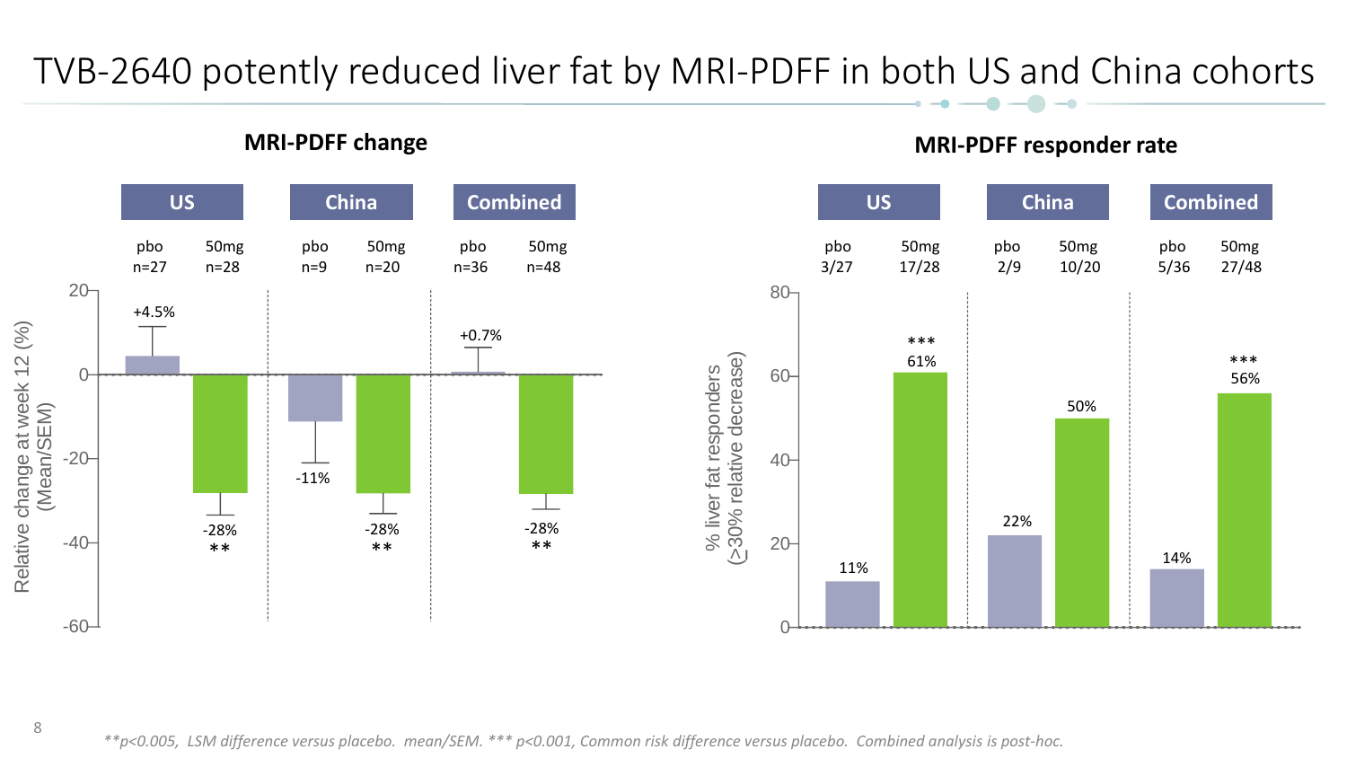# TVB-2640 potently reduced liver fat by MRI-PDFF in both US and China cohorts

## MRI-PDFF change

Relative change at week 12 (%) (Mean/SEM)

| | US | | China | | Combined | |
|---|---|---|---|---|---|---|
| | pbo n=27 | 50mg n=28 | pbo n=9 | 50mg n=20 | pbo n=36 | 50mg n=48 |
| Relative change at week 12 (%) | +4.5% | -28% ** | -11% | -28% ** | +0.7% | -28% ** |

## MRI-PDFF responder rate

% liver fat responders (≥30% relative decrease)

| | US | | China | | Combined | |
|---|---|---|---|---|---|---|
| | pbo 3/27 | 50mg 17/28 | pbo 2/9 | 50mg 10/20 | pbo 5/36 | 50mg 27/48 |
| % liver fat responders | 11% | 61% *** | 22% | 50% | 14% | 56% *** |

*\*\*p<0.005, LSM difference versus placebo. mean/SEM. \*\*\* p<0.001, Common risk difference versus placebo. Combined analysis is post-hoc.*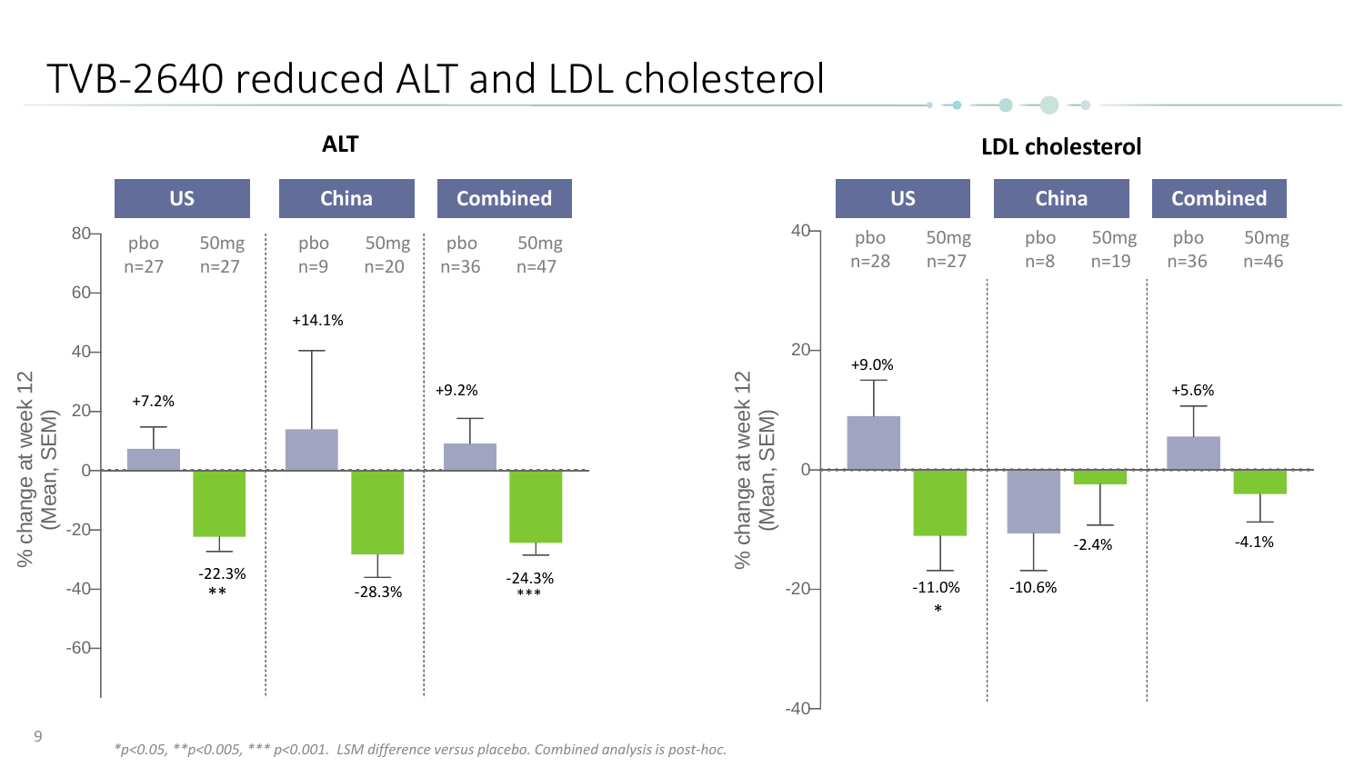# TVB-2640 reduced ALT and LDL cholesterol

## ALT

% change at week 12 (Mean, SEM)

| | US pbo n=27 | US 50mg n=27 | China pbo n=9 | China 50mg n=20 | Combined pbo n=36 | Combined 50mg n=47 |
|---|---|---|---|---|---|---|
| ALT | +7.2% | -22.3% ** | +14.1% | -28.3% | +9.2% | -24.3% *** |

## LDL cholesterol

% change at week 12 (Mean, SEM)

| | US pbo n=28 | US 50mg n=27 | China pbo n=8 | China 50mg n=19 | Combined pbo n=36 | Combined 50mg n=46 |
|---|---|---|---|---|---|---|
| LDL cholesterol | +9.0% | -11.0% * | -10.6% | -2.4% | +5.6% | -4.1% |

*$p<0.05$, **$p<0.005$, *** $p<0.001$. LSM difference versus placebo. Combined analysis is post-hoc.*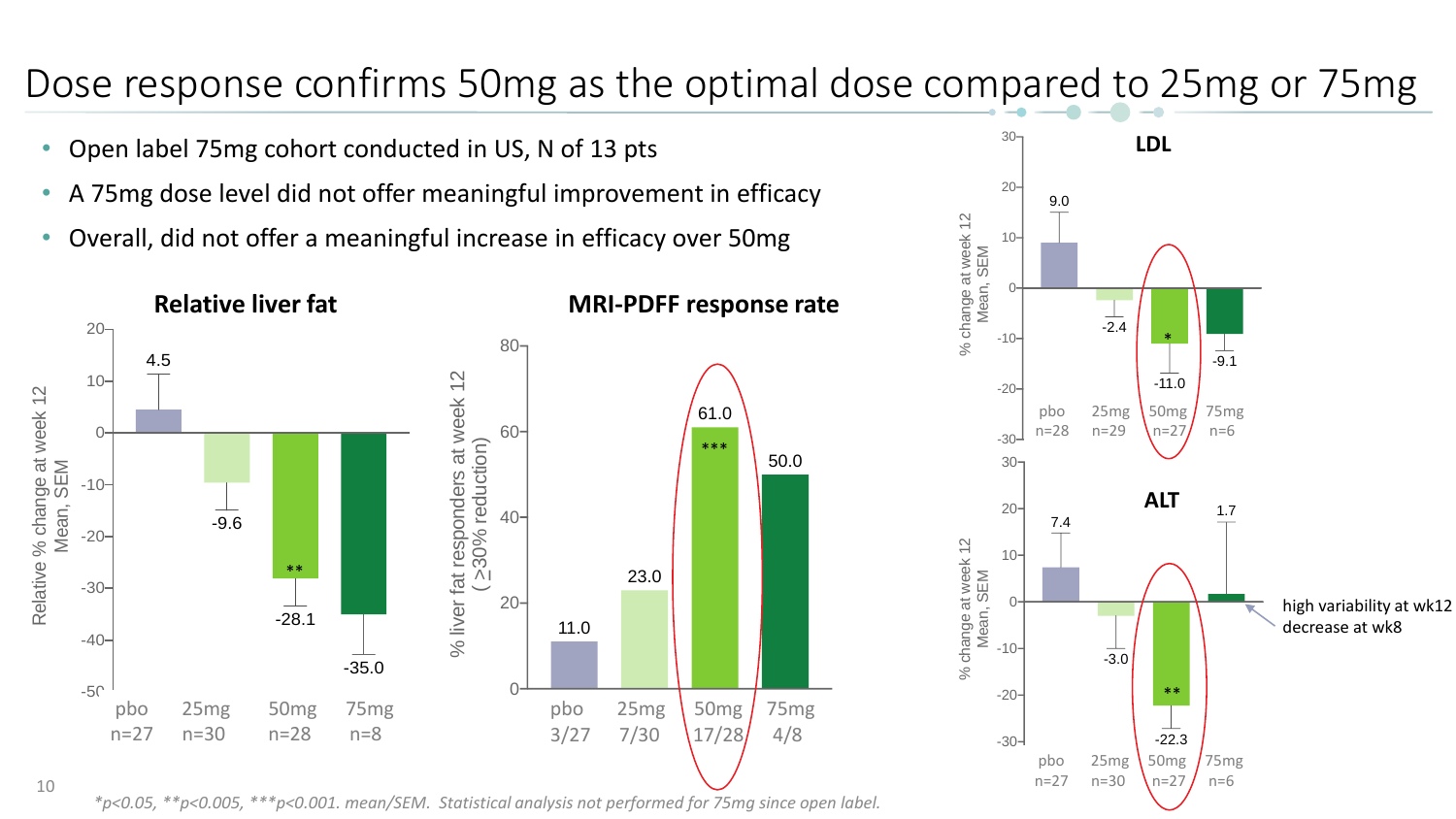# Dose response confirms 50mg as the optimal dose compared to 25mg or 75mg

- Open label 75mg cohort conducted in US, N of 13 pts
- A 75mg dose level did not offer meaningful improvement in efficacy
- Overall, did not offer a meaningful increase in efficacy over 50mg

### Relative liver fat

Relative % change at week 12, Mean, SEM

| | pbo n=27 | 25mg n=30 | 50mg n=28 | 75mg n=8 |
|---|---|---|---|---|
| Relative % change | 4.5 | -9.6 | -28.1 ** | -35.0 |

### MRI-PDFF response rate

% liver fat responders at week 12 (≥30% reduction)

| | pbo 3/27 | 25mg 7/30 | 50mg 17/28 | 75mg 4/8 |
|---|---|---|---|---|
| % responders | 11.0 | 23.0 | 61.0 *** | 50.0 |

### LDL

% change at week 12, Mean, SEM

| | pbo n=28 | 25mg n=29 | 50mg n=27 | 75mg n=6 |
|---|---|---|---|---|
| % change | 9.0 | -2.4 | -11.0 * | -9.1 |

### ALT

% change at week 12, Mean, SEM

| | pbo n=27 | 25mg n=30 | 50mg n=27 | 75mg n=6 |
|---|---|---|---|---|
| % change | 7.4 | -3.0 | -22.3 ** | 1.7 |

75mg: high variability at wk12, decrease at wk8

*\*p<0.05, \*\*p<0.005, \*\*\*p<0.001. mean/SEM. Statistical analysis not performed for 75mg since open label.*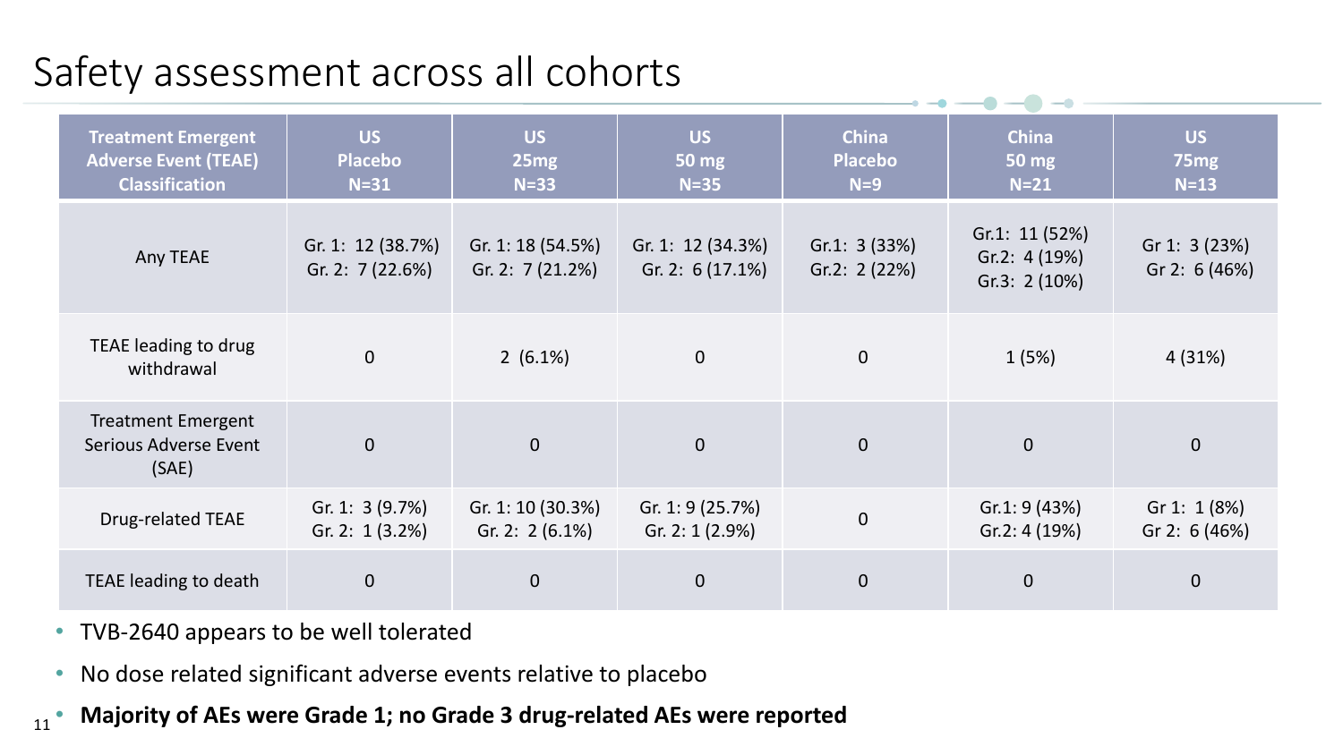# Safety assessment across all cohorts

| Treatment Emergent Adverse Event (TEAE) Classification | US Placebo N=31 | US 25mg N=33 | US 50 mg N=35 | China Placebo N=9 | China 50 mg N=21 | US 75mg N=13 |
|---|---|---|---|---|---|---|
| Any TEAE | Gr. 1: 12 (38.7%)<br>Gr. 2: 7 (22.6%) | Gr. 1: 18 (54.5%)<br>Gr. 2: 7 (21.2%) | Gr. 1: 12 (34.3%)<br>Gr. 2: 6 (17.1%) | Gr.1: 3 (33%)<br>Gr.2: 2 (22%) | Gr.1: 11 (52%)<br>Gr.2: 4 (19%)<br>Gr.3: 2 (10%) | Gr 1: 3 (23%)<br>Gr 2: 6 (46%) |
| TEAE leading to drug withdrawal | 0 | 2 (6.1%) | 0 | 0 | 1 (5%) | 4 (31%) |
| Treatment Emergent Serious Adverse Event (SAE) | 0 | 0 | 0 | 0 | 0 | 0 |
| Drug-related TEAE | Gr. 1: 3 (9.7%)<br>Gr. 2: 1 (3.2%) | Gr. 1: 10 (30.3%)<br>Gr. 2: 2 (6.1%) | Gr. 1: 9 (25.7%)<br>Gr. 2: 1 (2.9%) | 0 | Gr.1: 9 (43%)<br>Gr.2: 4 (19%) | Gr 1: 1 (8%)<br>Gr 2: 6 (46%) |
| TEAE leading to death | 0 | 0 | 0 | 0 | 0 | 0 |

- TVB-2640 appears to be well tolerated
- No dose related significant adverse events relative to placebo
- **Majority of AEs were Grade 1; no Grade 3 drug-related AEs were reported**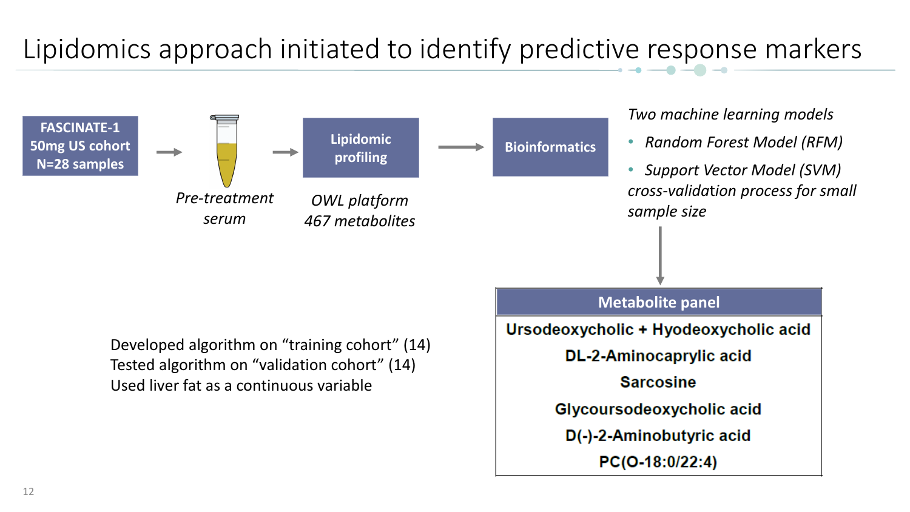# Lipidomics approach initiated to identify predictive response markers

**FASCINATE-1 50mg US cohort N=28 samples** → *Pre-treatment serum* → **Lipidomic profiling** (*OWL platform 467 metabolites*) → **Bioinformatics**

*Two machine learning models*

- *Random Forest Model (RFM)*
- *Support Vector Model (SVM)*

*cross-validation process for small sample size*

Developed algorithm on "training cohort" (14)
Tested algorithm on "validation cohort" (14)
Used liver fat as a continuous variable

| Metabolite panel |
|---|
| Ursodeoxycholic + Hyodeoxycholic acid |
| DL-2-Aminocaprylic acid |
| Sarcosine |
| Glycoursodeoxycholic acid |
| D(-)-2-Aminobutyric acid |
| PC(O-18:0/22:4) |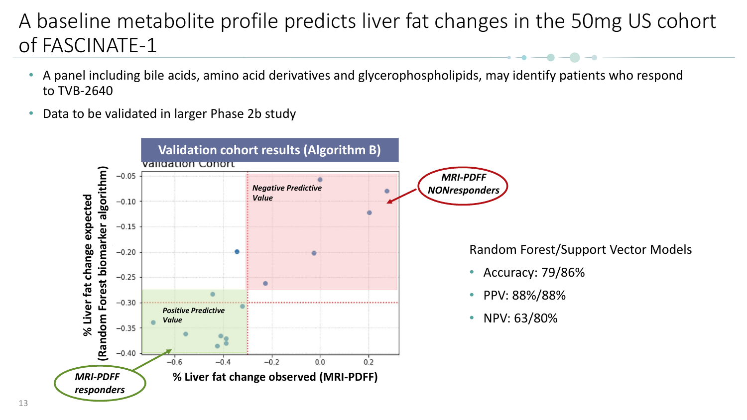# A baseline metabolite profile predicts liver fat changes in the 50mg US cohort of FASCINATE-1

- A panel including bile acids, amino acid derivatives and glycerophospholipids, may identify patients who respond to TVB-2640
- Data to be validated in larger Phase 2b study

**Validation cohort results (Algorithm B)**

Validation Cohort

*Negative Predictive Value*

*Positive Predictive Value*

*MRI-PDFF NONresponders*

*MRI-PDFF responders*

% Liver fat change expected (Random Forest biomarker algorithm)

% Liver fat change observed (MRI-PDFF)

Random Forest/Support Vector Models

- Accuracy: 79/86%
- PPV: 88%/88%
- NPV: 63/80%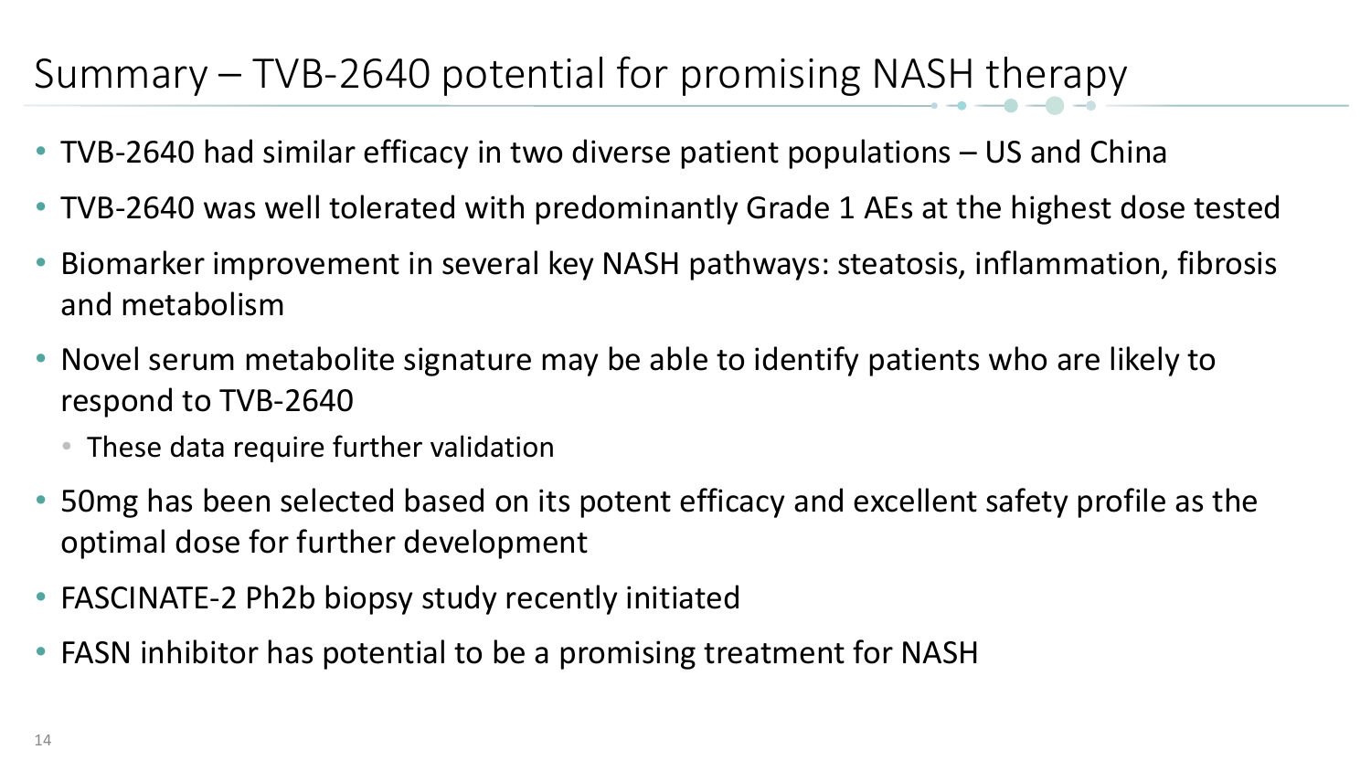# Summary – TVB-2640 potential for promising NASH therapy

- TVB-2640 had similar efficacy in two diverse patient populations – US and China
- TVB-2640 was well tolerated with predominantly Grade 1 AEs at the highest dose tested
- Biomarker improvement in several key NASH pathways: steatosis, inflammation, fibrosis and metabolism
- Novel serum metabolite signature may be able to identify patients who are likely to respond to TVB-2640
  - These data require further validation
- 50mg has been selected based on its potent efficacy and excellent safety profile as the optimal dose for further development
- FASCINATE-2 Ph2b biopsy study recently initiated
- FASN inhibitor has potential to be a promising treatment for NASH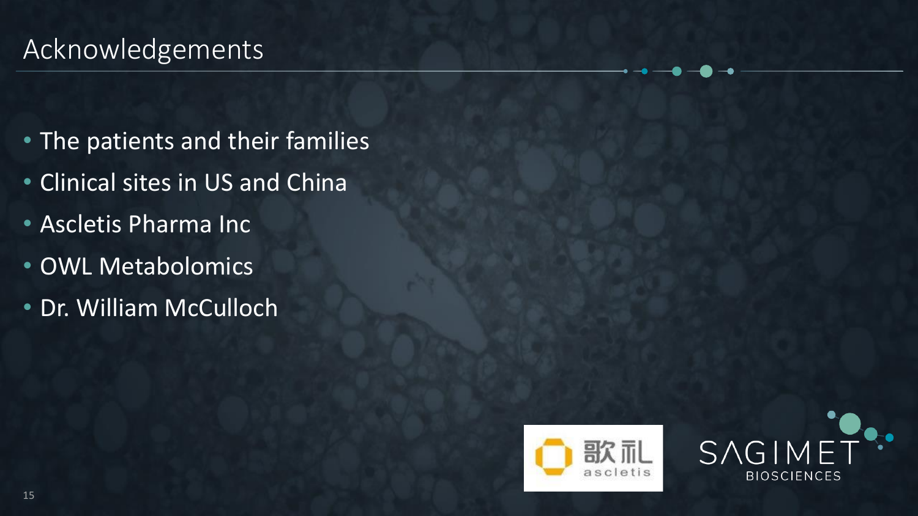# Acknowledgements

- The patients and their families
- Clinical sites in US and China
- Ascletis Pharma Inc
- OWL Metabolomics
- Dr. William McCulloch